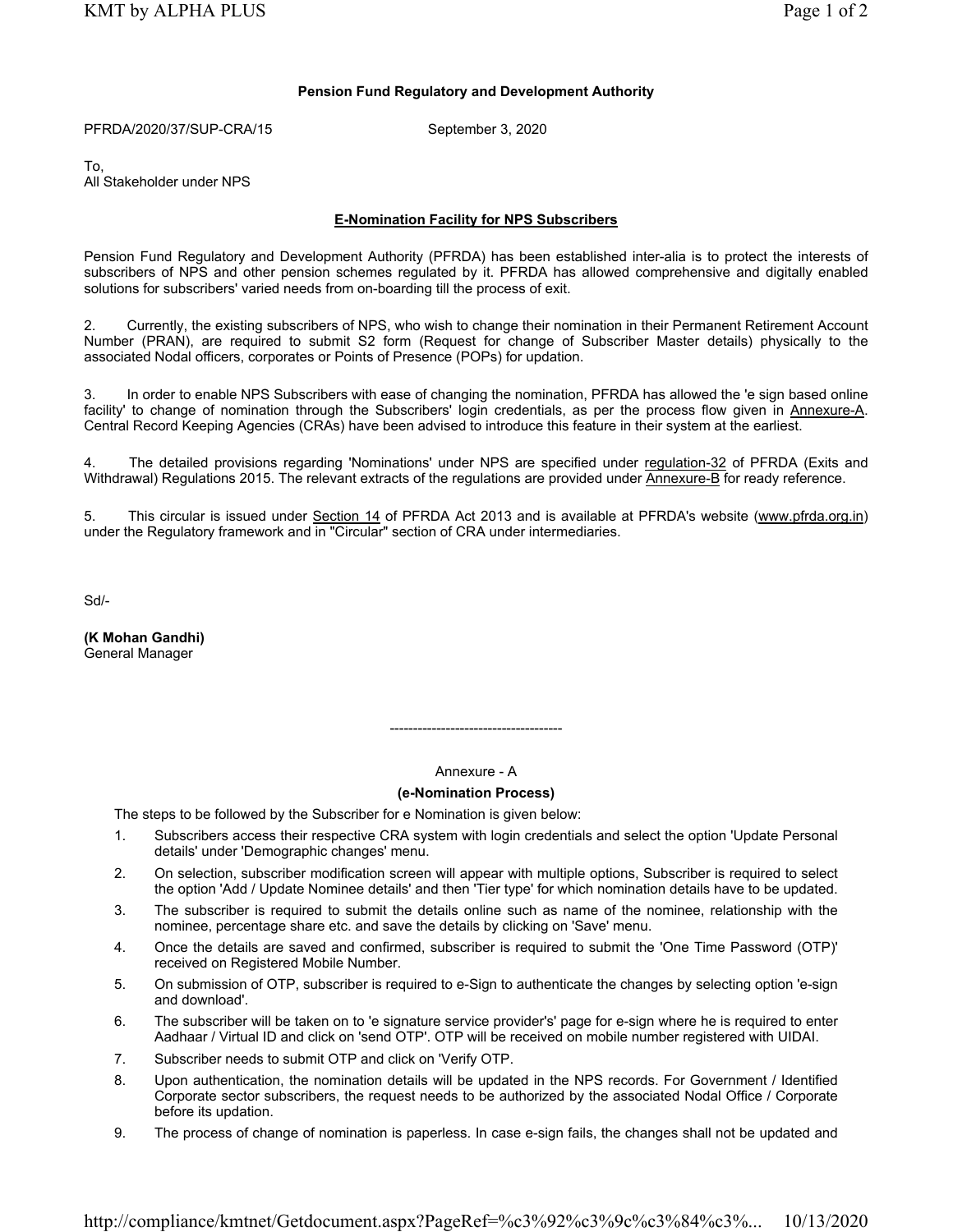**Pension Fund Regulatory and Development Authority**

PFRDA/2020/37/SUP-CRA/15 September 3, 2020

To,
All Stakeholder under NPS

**E-Nomination Facility for NPS Subscribers**

Pension Fund Regulatory and Development Authority (PFRDA) has been established inter-alia is to protect the interests of subscribers of NPS and other pension schemes regulated by it. PFRDA has allowed comprehensive and digitally enabled solutions for subscribers' varied needs from on-boarding till the process of exit.

2. Currently, the existing subscribers of NPS, who wish to change their nomination in their Permanent Retirement Account Number (PRAN), are required to submit S2 form (Request for change of Subscriber Master details) physically to the associated Nodal officers, corporates or Points of Presence (POPs) for updation.

3. In order to enable NPS Subscribers with ease of changing the nomination, PFRDA has allowed the 'e sign based online facility' to change of nomination through the Subscribers' login credentials, as per the process flow given in Annexure-A. Central Record Keeping Agencies (CRAs) have been advised to introduce this feature in their system at the earliest.

4. The detailed provisions regarding 'Nominations' under NPS are specified under regulation-32 of PFRDA (Exits and Withdrawal) Regulations 2015. The relevant extracts of the regulations are provided under Annexure-B for ready reference.

5. This circular is issued under Section 14 of PFRDA Act 2013 and is available at PFRDA's website (www.pfrda.org.in) under the Regulatory framework and in "Circular" section of CRA under intermediaries.

Sd/-

**(K Mohan Gandhi)**
General Manager

---

Annexure - A

**(e-Nomination Process)**

The steps to be followed by the Subscriber for e Nomination is given below:

1. Subscribers access their respective CRA system with login credentials and select the option 'Update Personal details' under 'Demographic changes' menu.
2. On selection, subscriber modification screen will appear with multiple options, Subscriber is required to select the option 'Add / Update Nominee details' and then 'Tier type' for which nomination details have to be updated.
3. The subscriber is required to submit the details online such as name of the nominee, relationship with the nominee, percentage share etc. and save the details by clicking on 'Save' menu.
4. Once the details are saved and confirmed, subscriber is required to submit the 'One Time Password (OTP)' received on Registered Mobile Number.
5. On submission of OTP, subscriber is required to e-Sign to authenticate the changes by selecting option 'e-sign and download'.
6. The subscriber will be taken on to 'e signature service provider's' page for e-sign where he is required to enter Aadhaar / Virtual ID and click on 'send OTP'. OTP will be received on mobile number registered with UIDAI.
7. Subscriber needs to submit OTP and click on 'Verify OTP.
8. Upon authentication, the nomination details will be updated in the NPS records. For Government / Identified Corporate sector subscribers, the request needs to be authorized by the associated Nodal Office / Corporate before its updation.
9. The process of change of nomination is paperless. In case e-sign fails, the changes shall not be updated and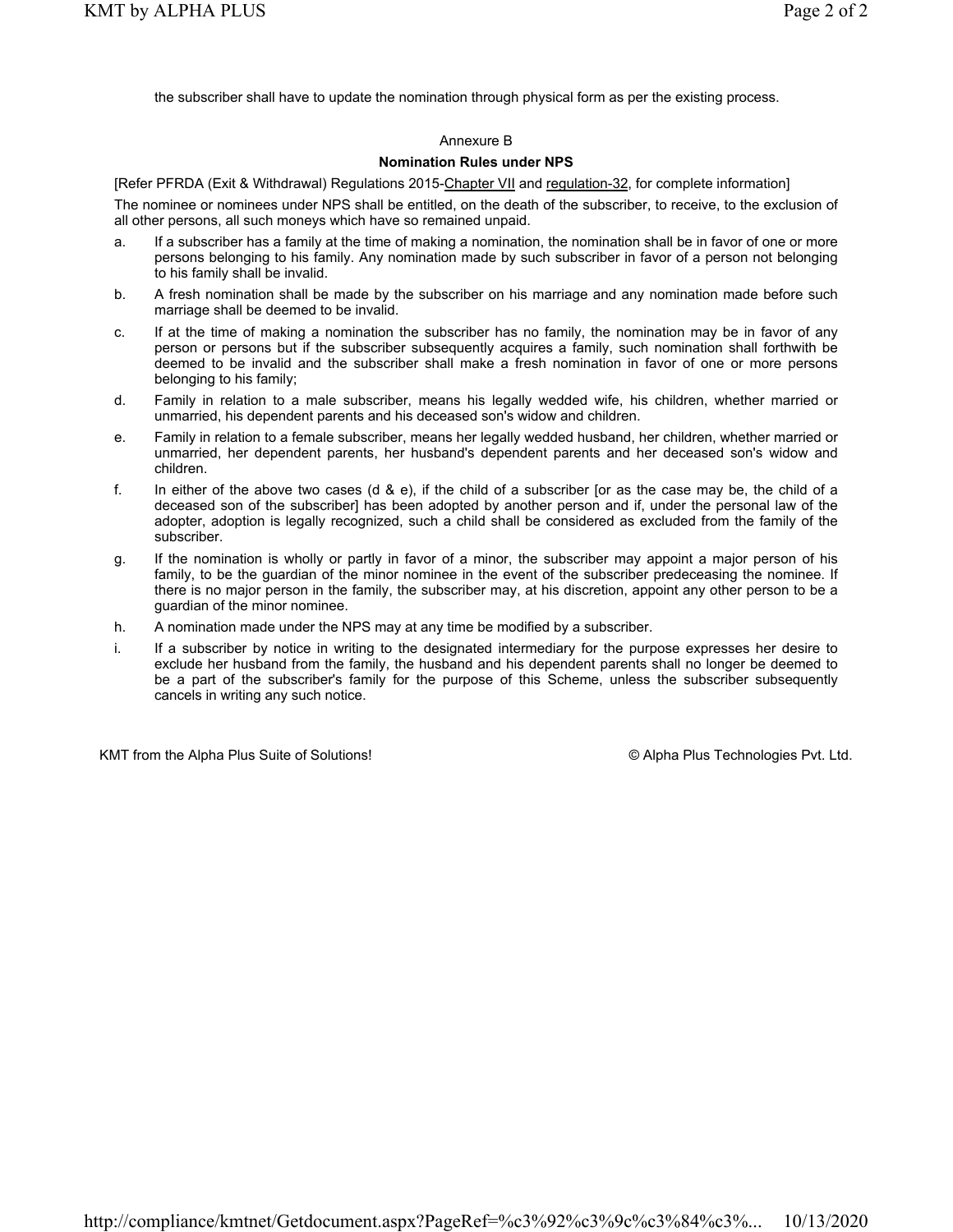the subscriber shall have to update the nomination through physical form as per the existing process.

Annexure B

### Nomination Rules under NPS

[Refer PFRDA (Exit & Withdrawal) Regulations 2015-Chapter VII and regulation-32, for complete information]

The nominee or nominees under NPS shall be entitled, on the death of the subscriber, to receive, to the exclusion of all other persons, all such moneys which have so remained unpaid.

a. If a subscriber has a family at the time of making a nomination, the nomination shall be in favor of one or more persons belonging to his family. Any nomination made by such subscriber in favor of a person not belonging to his family shall be invalid.

b. A fresh nomination shall be made by the subscriber on his marriage and any nomination made before such marriage shall be deemed to be invalid.

c. If at the time of making a nomination the subscriber has no family, the nomination may be in favor of any person or persons but if the subscriber subsequently acquires a family, such nomination shall forthwith be deemed to be invalid and the subscriber shall make a fresh nomination in favor of one or more persons belonging to his family;

d. Family in relation to a male subscriber, means his legally wedded wife, his children, whether married or unmarried, his dependent parents and his deceased son's widow and children.

e. Family in relation to a female subscriber, means her legally wedded husband, her children, whether married or unmarried, her dependent parents, her husband's dependent parents and her deceased son's widow and children.

f. In either of the above two cases (d & e), if the child of a subscriber [or as the case may be, the child of a deceased son of the subscriber] has been adopted by another person and if, under the personal law of the adopter, adoption is legally recognized, such a child shall be considered as excluded from the family of the subscriber.

g. If the nomination is wholly or partly in favor of a minor, the subscriber may appoint a major person of his family, to be the guardian of the minor nominee in the event of the subscriber predeceasing the nominee. If there is no major person in the family, the subscriber may, at his discretion, appoint any other person to be a guardian of the minor nominee.

h. A nomination made under the NPS may at any time be modified by a subscriber.

i. If a subscriber by notice in writing to the designated intermediary for the purpose expresses her desire to exclude her husband from the family, the husband and his dependent parents shall no longer be deemed to be a part of the subscriber's family for the purpose of this Scheme, unless the subscriber subsequently cancels in writing any such notice.